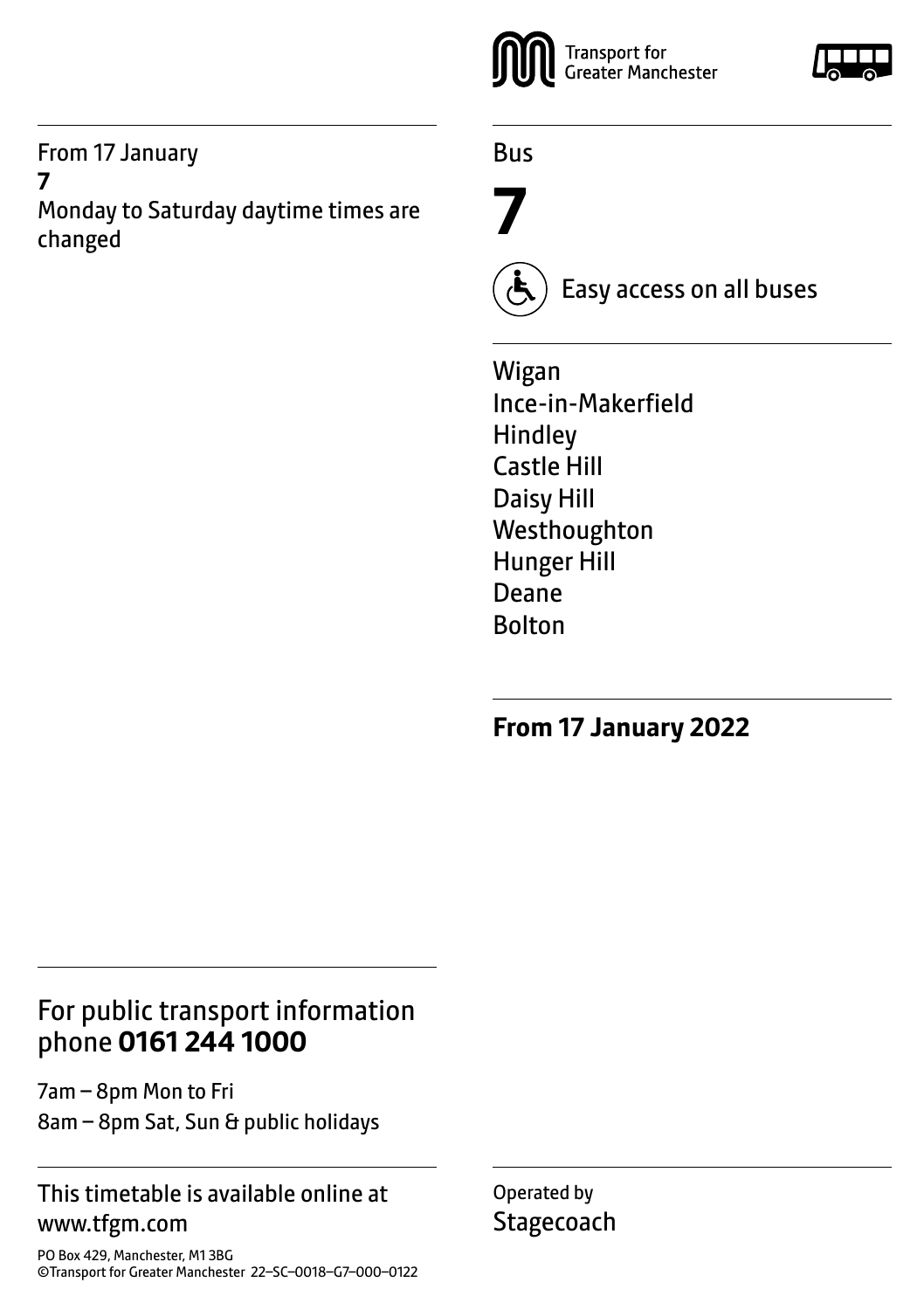From 17 January

**7**

Monday to Saturday daytime times are changed

Transport for Greater Manchester

Bus

# 7

Easy access on all buses

Wigan
Ince-in-Makerfield
Hindley
Castle Hill
Daisy Hill
Westhoughton
Hunger Hill
Deane
Bolton

**From 17 January 2022**

## For public transport information phone **0161 244 1000**

7am – 8pm Mon to Fri
8am – 8pm Sat, Sun & public holidays

This timetable is available online at www.tfgm.com

PO Box 429, Manchester, M1 3BG
©Transport for Greater Manchester 22–SC–0018–G7–000–0122

Operated by
Stagecoach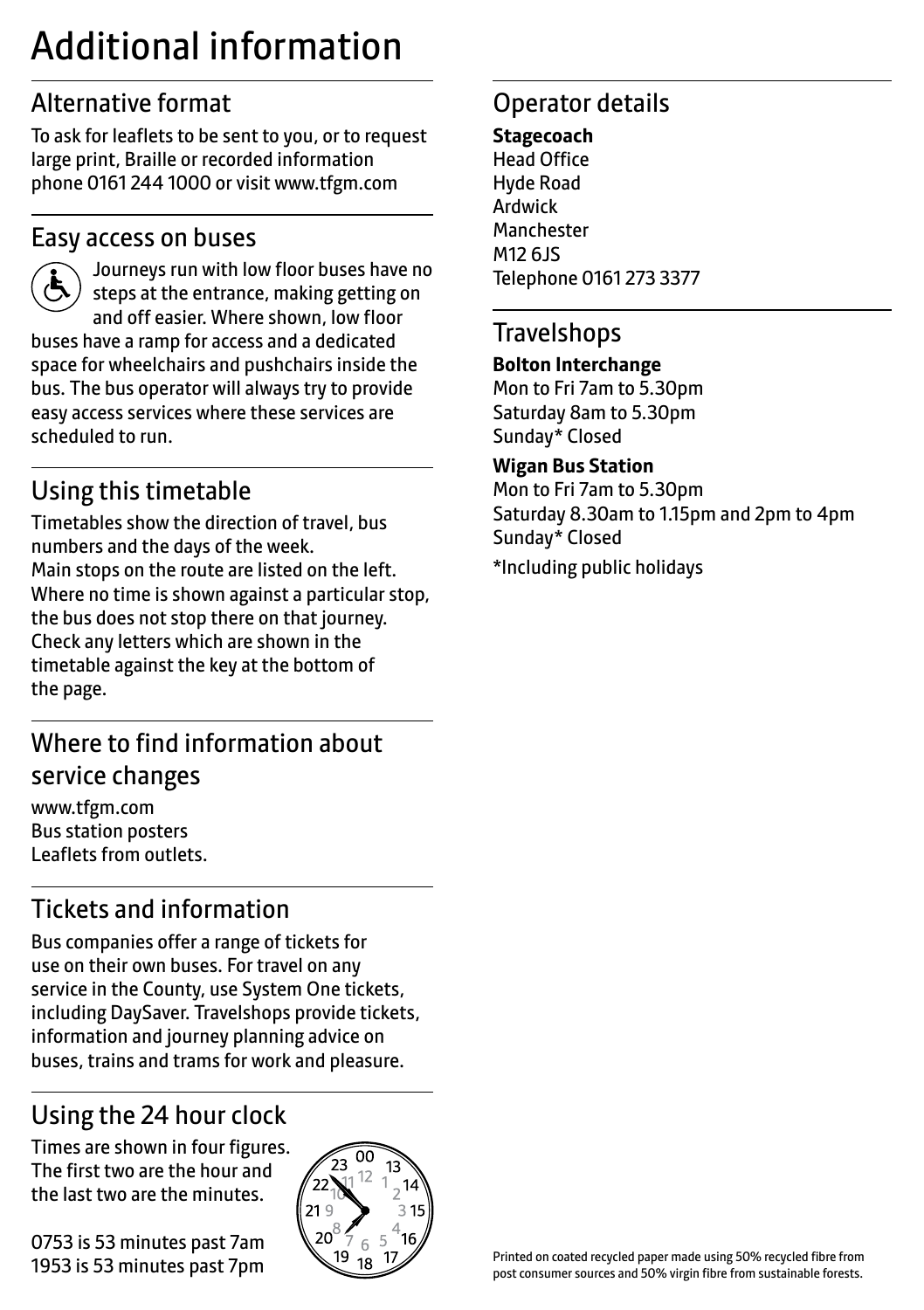# Additional information

## Alternative format

To ask for leaflets to be sent to you, or to request large print, Braille or recorded information phone 0161 244 1000 or visit www.tfgm.com

## Easy access on buses

Journeys run with low floor buses have no steps at the entrance, making getting on and off easier. Where shown, low floor buses have a ramp for access and a dedicated space for wheelchairs and pushchairs inside the bus. The bus operator will always try to provide easy access services where these services are scheduled to run.

## Using this timetable

Timetables show the direction of travel, bus numbers and the days of the week.
Main stops on the route are listed on the left. Where no time is shown against a particular stop, the bus does not stop there on that journey. Check any letters which are shown in the timetable against the key at the bottom of the page.

## Where to find information about service changes

www.tfgm.com
Bus station posters
Leaflets from outlets.

## Tickets and information

Bus companies offer a range of tickets for use on their own buses. For travel on any service in the County, use System One tickets, including DaySaver. Travelshops provide tickets, information and journey planning advice on buses, trains and trams for work and pleasure.

## Using the 24 hour clock

Times are shown in four figures. The first two are the hour and the last two are the minutes.

0753 is 53 minutes past 7am
1953 is 53 minutes past 7pm

## Operator details

**Stagecoach**
Head Office
Hyde Road
Ardwick
Manchester
M12 6JS
Telephone 0161 273 3377

## Travelshops

**Bolton Interchange**
Mon to Fri 7am to 5.30pm
Saturday 8am to 5.30pm
Sunday* Closed

**Wigan Bus Station**
Mon to Fri 7am to 5.30pm
Saturday 8.30am to 1.15pm and 2pm to 4pm
Sunday* Closed

*Including public holidays

Printed on coated recycled paper made using 50% recycled fibre from post consumer sources and 50% virgin fibre from sustainable forests.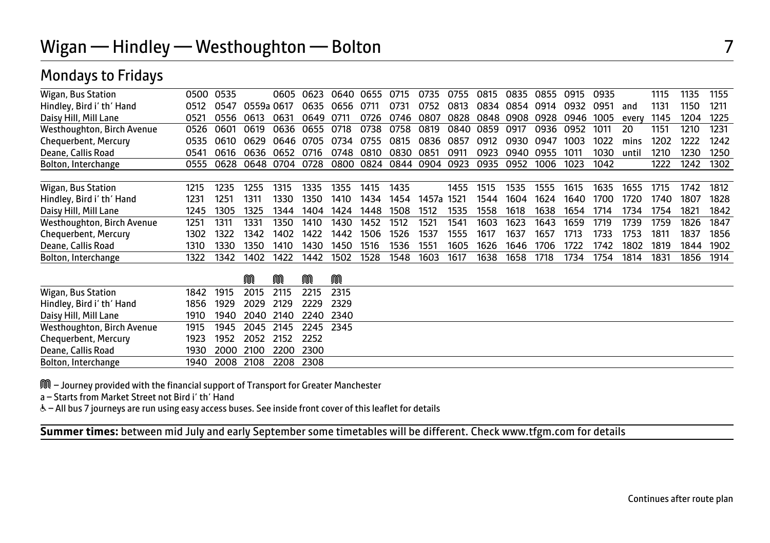# Wigan — Hindley — Westhoughton — Bolton 7

## Mondays to Fridays

| | | | | | | | | | | | | | | | | | | | |
|---|---|---|---|---|---|---|---|---|---|---|---|---|---|---|---|---|---|---|---|
| Wigan, Bus Station | 0500 | 0535 | | 0605 | 0623 | 0640 | 0655 | 0715 | 0735 | 0755 | 0815 | 0835 | 0855 | 0915 | 0935 | | 1115 | 1135 | 1155 |
| Hindley, Bird i' th' Hand | 0512 | 0547 | 0559a | 0617 | 0635 | 0656 | 0711 | 0731 | 0752 | 0813 | 0834 | 0854 | 0914 | 0932 | 0951 | and | 1131 | 1150 | 1211 |
| Daisy Hill, Mill Lane | 0521 | 0556 | 0613 | 0631 | 0649 | 0711 | 0726 | 0746 | 0807 | 0828 | 0848 | 0908 | 0928 | 0946 | 1005 | every | 1145 | 1204 | 1225 |
| Westhoughton, Birch Avenue | 0526 | 0601 | 0619 | 0636 | 0655 | 0718 | 0738 | 0758 | 0819 | 0840 | 0859 | 0917 | 0936 | 0952 | 1011 | 20 | 1151 | 1210 | 1231 |
| Chequerbent, Mercury | 0535 | 0610 | 0629 | 0646 | 0705 | 0734 | 0755 | 0815 | 0836 | 0857 | 0912 | 0930 | 0947 | 1003 | 1022 | mins | 1202 | 1222 | 1242 |
| Deane, Callis Road | 0541 | 0616 | 0636 | 0652 | 0716 | 0748 | 0810 | 0830 | 0851 | 0911 | 0923 | 0940 | 0955 | 1011 | 1030 | until | 1210 | 1230 | 1250 |
| Bolton, Interchange | 0555 | 0628 | 0648 | 0704 | 0728 | 0800 | 0824 | 0844 | 0904 | 0923 | 0935 | 0952 | 1006 | 1023 | 1042 | | 1222 | 1242 | 1302 |

| | | | | | | | | | | | | | | | | | | | |
|---|---|---|---|---|---|---|---|---|---|---|---|---|---|---|---|---|---|---|---|
| Wigan, Bus Station | 1215 | 1235 | 1255 | 1315 | 1335 | 1355 | 1415 | 1435 | | 1455 | 1515 | 1535 | 1555 | 1615 | 1635 | 1655 | 1715 | 1742 | 1812 |
| Hindley, Bird i' th' Hand | 1231 | 1251 | 1311 | 1330 | 1350 | 1410 | 1434 | 1454 | 1457a | 1521 | 1544 | 1604 | 1624 | 1640 | 1700 | 1720 | 1740 | 1807 | 1828 |
| Daisy Hill, Mill Lane | 1245 | 1305 | 1325 | 1344 | 1404 | 1424 | 1448 | 1508 | 1512 | 1535 | 1558 | 1618 | 1638 | 1654 | 1714 | 1734 | 1754 | 1821 | 1842 |
| Westhoughton, Birch Avenue | 1251 | 1311 | 1331 | 1350 | 1410 | 1430 | 1452 | 1512 | 1521 | 1541 | 1603 | 1623 | 1643 | 1659 | 1719 | 1739 | 1759 | 1826 | 1847 |
| Chequerbent, Mercury | 1302 | 1322 | 1342 | 1402 | 1422 | 1442 | 1506 | 1526 | 1537 | 1555 | 1617 | 1637 | 1657 | 1713 | 1733 | 1753 | 1811 | 1837 | 1856 |
| Deane, Callis Road | 1310 | 1330 | 1350 | 1410 | 1430 | 1450 | 1516 | 1536 | 1551 | 1605 | 1626 | 1646 | 1706 | 1722 | 1742 | 1802 | 1819 | 1844 | 1902 |
| Bolton, Interchange | 1322 | 1342 | 1402 | 1422 | 1442 | 1502 | 1528 | 1548 | 1603 | 1617 | 1638 | 1658 | 1718 | 1734 | 1754 | 1814 | 1831 | 1856 | 1914 |

| | | | M | M | M | M |
|---|---|---|---|---|---|---|
| Wigan, Bus Station | 1842 | 1915 | 2015 | 2115 | 2215 | 2315 |
| Hindley, Bird i' th' Hand | 1856 | 1929 | 2029 | 2129 | 2229 | 2329 |
| Daisy Hill, Mill Lane | 1910 | 1940 | 2040 | 2140 | 2240 | 2340 |
| Westhoughton, Birch Avenue | 1915 | 1945 | 2045 | 2145 | 2245 | 2345 |
| Chequerbent, Mercury | 1923 | 1952 | 2052 | 2152 | 2252 | |
| Deane, Callis Road | 1930 | 2000 | 2100 | 2200 | 2300 | |
| Bolton, Interchange | 1940 | 2008 | 2108 | 2208 | 2308 | |

M – Journey provided with the financial support of Transport for Greater Manchester

a – Starts from Market Street not Bird i' th' Hand

♿ – All bus 7 journeys are run using easy access buses. See inside front cover of this leaflet for details

**Summer times:** between mid July and early September some timetables will be different. Check www.tfgm.com for details

Continues after route plan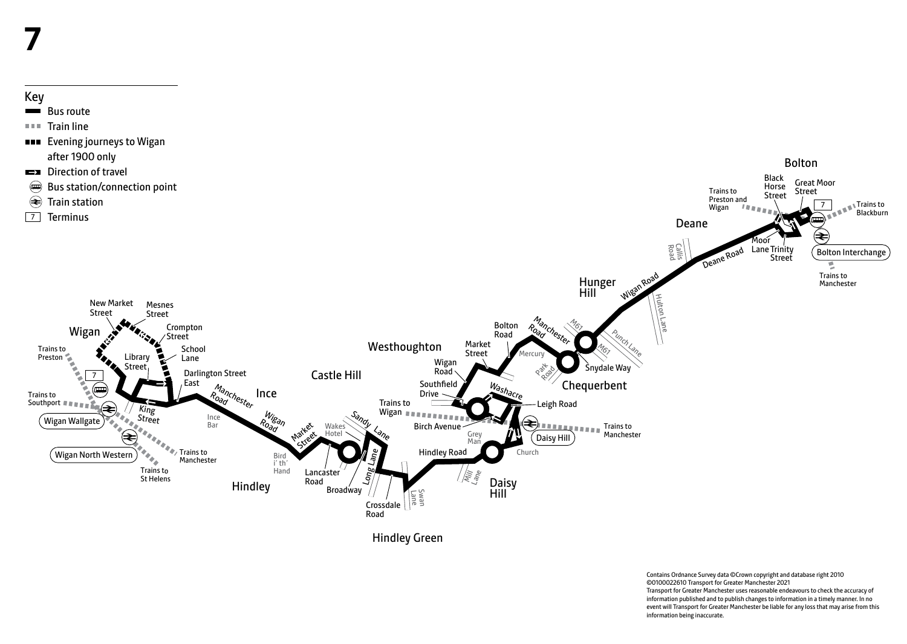# 7

## Key

- Bus route
- Train line
- Evening journeys to Wigan after 1900 only
- Direction of travel
- Bus station/connection point
- Train station
- 7 Terminus

Bolton

Black Horse Street

Great Moor Street

7

Trains to Blackburn

Trains to Preston and Wigan

Deane

Moor Lane

Trinity Street

Bolton Interchange

Trains to Manchester

Callis Road

Deane Road

Hunger Hill

Wigan Road

Hulton Lane

Punch Lane

M61

Manchester Road

Bolton Road

Mercury

Snydale Way

Park Road

Chequerbent

Westhoughton

Market Street

Wigan Road

Southfield Drive

Washacre

Leigh Road

Trains to Wigan

Birch Avenue

Grey Man

Daisy Hill

Trains to Manchester

Church

Hindley Road

Mill Lane

Daisy Hill

Castle Hill

Sandy Lane

Wakes Hotel

Market Street

Long Lane

Lancaster Road

Broadway

Crossdale Road

Swan Lane

Hindley Green

Hindley

Bird i' th' Hand

Wigan Road

Ince

Ince Bar

Manchester Road

Wigan

New Market Street

Mesnes Street

Crompton Street

School Lane

Library Street

Darlington Street East

Trains to Preston

7

Trains to Southport

King Street

Wigan Wallgate

Wigan North Western

Trains to Manchester

Trains to St Helens

Contains Ordnance Survey data ©Crown copyright and database right 2010
©0100022610 Transport for Greater Manchester 2021
Transport for Greater Manchester uses reasonable endeavours to check the accuracy of information published and to publish changes to information in a timely manner. In no event will Transport for Greater Manchester be liable for any loss that may arise from this information being inaccurate.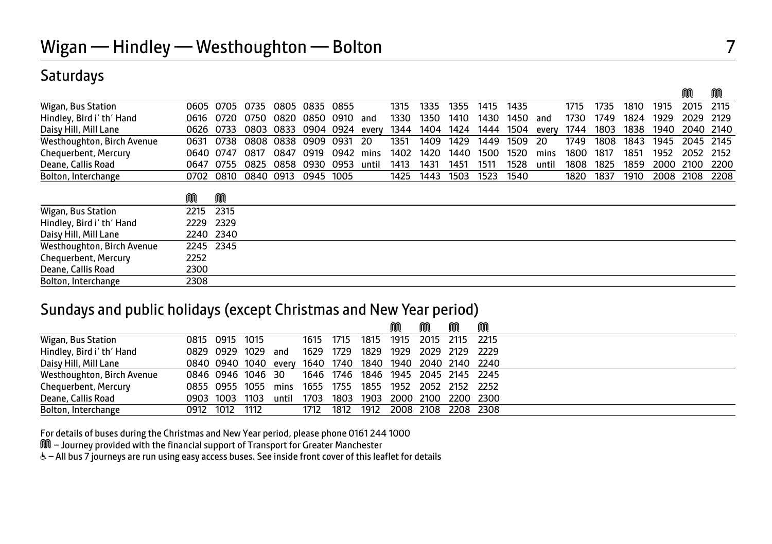# Wigan — Hindley — Westhoughton — Bolton

## Saturdays

| | | | | | | | | | | | | | | | | | | | | |
|---|---|---|---|---|---|---|---|---|---|---|---|---|---|---|---|---|---|---|---|---|
| | | | | | | | | | | | | | | | | | | | M | M |
| Wigan, Bus Station | 0605 | 0705 | 0735 | 0805 | 0835 | 0855 | | 1315 | 1335 | 1355 | 1415 | 1435 | | 1715 | 1735 | 1810 | 1915 | 2015 | 2115 |
| Hindley, Bird i' th' Hand | 0616 | 0720 | 0750 | 0820 | 0850 | 0910 | and | 1330 | 1350 | 1410 | 1430 | 1450 | and | 1730 | 1749 | 1824 | 1929 | 2029 | 2129 |
| Daisy Hill, Mill Lane | 0626 | 0733 | 0803 | 0833 | 0904 | 0924 | every | 1344 | 1404 | 1424 | 1444 | 1504 | every | 1744 | 1803 | 1838 | 1940 | 2040 | 2140 |
| Westhoughton, Birch Avenue | 0631 | 0738 | 0808 | 0838 | 0909 | 0931 | 20 | 1351 | 1409 | 1429 | 1449 | 1509 | 20 | 1749 | 1808 | 1843 | 1945 | 2045 | 2145 |
| Chequerbent, Mercury | 0640 | 0747 | 0817 | 0847 | 0919 | 0942 | mins | 1402 | 1420 | 1440 | 1500 | 1520 | mins | 1800 | 1817 | 1851 | 1952 | 2052 | 2152 |
| Deane, Callis Road | 0647 | 0755 | 0825 | 0858 | 0930 | 0953 | until | 1413 | 1431 | 1451 | 1511 | 1528 | until | 1808 | 1825 | 1859 | 2000 | 2100 | 2200 |
| Bolton, Interchange | 0702 | 0810 | 0840 | 0913 | 0945 | 1005 | | 1425 | 1443 | 1503 | 1523 | 1540 | | 1820 | 1837 | 1910 | 2008 | 2108 | 2208 |

| | M | M |
|---|---|---|
| Wigan, Bus Station | 2215 | 2315 |
| Hindley, Bird i' th' Hand | 2229 | 2329 |
| Daisy Hill, Mill Lane | 2240 | 2340 |
| Westhoughton, Birch Avenue | 2245 | 2345 |
| Chequerbent, Mercury | 2252 | |
| Deane, Callis Road | 2300 | |
| Bolton, Interchange | 2308 | |

## Sundays and public holidays (except Christmas and New Year period)

| | | | | | | | | M | M | M | M |
|---|---|---|---|---|---|---|---|---|---|---|---|
| Wigan, Bus Station | 0815 | 0915 | 1015 | | 1615 | 1715 | 1815 | 1915 | 2015 | 2115 | 2215 |
| Hindley, Bird i' th' Hand | 0829 | 0929 | 1029 | and | 1629 | 1729 | 1829 | 1929 | 2029 | 2129 | 2229 |
| Daisy Hill, Mill Lane | 0840 | 0940 | 1040 | every | 1640 | 1740 | 1840 | 1940 | 2040 | 2140 | 2240 |
| Westhoughton, Birch Avenue | 0846 | 0946 | 1046 | 30 | 1646 | 1746 | 1846 | 1945 | 2045 | 2145 | 2245 |
| Chequerbent, Mercury | 0855 | 0955 | 1055 | mins | 1655 | 1755 | 1855 | 1952 | 2052 | 2152 | 2252 |
| Deane, Callis Road | 0903 | 1003 | 1103 | until | 1703 | 1803 | 1903 | 2000 | 2100 | 2200 | 2300 |
| Bolton, Interchange | 0912 | 1012 | 1112 | | 1712 | 1812 | 1912 | 2008 | 2108 | 2208 | 2308 |

For details of buses during the Christmas and New Year period, please phone 0161 244 1000

M – Journey provided with the financial support of Transport for Greater Manchester

♿ – All bus 7 journeys are run using easy access buses. See inside front cover of this leaflet for details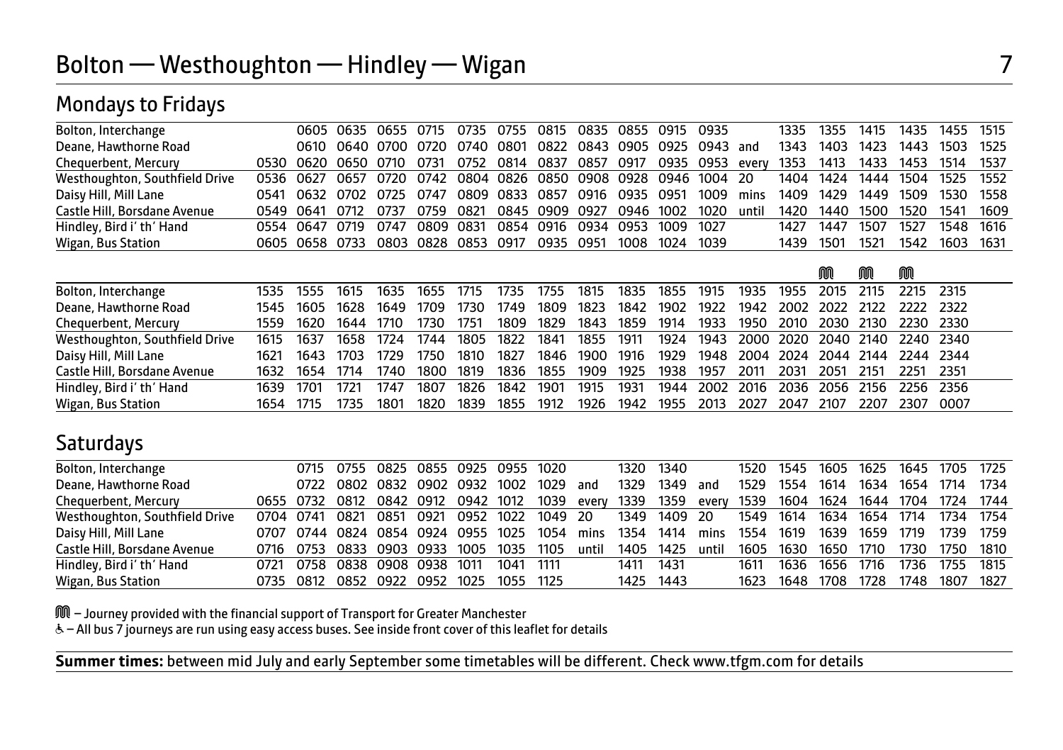# Bolton — Westhoughton — Hindley — Wigan

## Mondays to Fridays

| Bolton, Interchange | | 0605 | 0635 | 0655 | 0715 | 0735 | 0755 | 0815 | 0835 | 0855 | 0915 | 0935 | | 1335 | 1355 | 1415 | 1435 | 1455 | 1515 |
|---|---|---|---|---|---|---|---|---|---|---|---|---|---|---|---|---|---|---|---|
| Deane, Hawthorne Road | | 0610 | 0640 | 0700 | 0720 | 0740 | 0801 | 0822 | 0843 | 0905 | 0925 | 0943 | and | 1343 | 1403 | 1423 | 1443 | 1503 | 1525 |
| Chequerbent, Mercury | 0530 | 0620 | 0650 | 0710 | 0731 | 0752 | 0814 | 0837 | 0857 | 0917 | 0935 | 0953 | every | 1353 | 1413 | 1433 | 1453 | 1514 | 1537 |
| Westhoughton, Southfield Drive | 0536 | 0627 | 0657 | 0720 | 0742 | 0804 | 0826 | 0850 | 0908 | 0928 | 0946 | 1004 | 20 | 1404 | 1424 | 1444 | 1504 | 1525 | 1552 |
| Daisy Hill, Mill Lane | 0541 | 0632 | 0702 | 0725 | 0747 | 0809 | 0833 | 0857 | 0916 | 0935 | 0951 | 1009 | mins | 1409 | 1429 | 1449 | 1509 | 1530 | 1558 |
| Castle Hill, Borsdane Avenue | 0549 | 0641 | 0712 | 0737 | 0759 | 0821 | 0845 | 0909 | 0927 | 0946 | 1002 | 1020 | until | 1420 | 1440 | 1500 | 1520 | 1541 | 1609 |
| Hindley, Bird i' th' Hand | 0554 | 0647 | 0719 | 0747 | 0809 | 0831 | 0854 | 0916 | 0934 | 0953 | 1009 | 1027 | | 1427 | 1447 | 1507 | 1527 | 1548 | 1616 |
| Wigan, Bus Station | 0605 | 0658 | 0733 | 0803 | 0828 | 0853 | 0917 | 0935 | 0951 | 1008 | 1024 | 1039 | | 1439 | 1501 | 1521 | 1542 | 1603 | 1631 |

| | | | | | | | | | | | | | | | M | M | M | |
|---|---|---|---|---|---|---|---|---|---|---|---|---|---|---|---|---|---|---|
| Bolton, Interchange | 1535 | 1555 | 1615 | 1635 | 1655 | 1715 | 1735 | 1755 | 1815 | 1835 | 1855 | 1915 | 1935 | 1955 | 2015 | 2115 | 2215 | 2315 |
| Deane, Hawthorne Road | 1545 | 1605 | 1628 | 1649 | 1709 | 1730 | 1749 | 1809 | 1823 | 1842 | 1902 | 1922 | 1942 | 2002 | 2022 | 2122 | 2222 | 2322 |
| Chequerbent, Mercury | 1559 | 1620 | 1644 | 1710 | 1730 | 1751 | 1809 | 1829 | 1843 | 1859 | 1914 | 1933 | 1950 | 2010 | 2030 | 2130 | 2230 | 2330 |
| Westhoughton, Southfield Drive | 1615 | 1637 | 1658 | 1724 | 1744 | 1805 | 1822 | 1841 | 1855 | 1911 | 1924 | 1943 | 2000 | 2020 | 2040 | 2140 | 2240 | 2340 |
| Daisy Hill, Mill Lane | 1621 | 1643 | 1703 | 1729 | 1750 | 1810 | 1827 | 1846 | 1900 | 1916 | 1929 | 1948 | 2004 | 2024 | 2044 | 2144 | 2244 | 2344 |
| Castle Hill, Borsdane Avenue | 1632 | 1654 | 1714 | 1740 | 1800 | 1819 | 1836 | 1855 | 1909 | 1925 | 1938 | 1957 | 2011 | 2031 | 2051 | 2151 | 2251 | 2351 |
| Hindley, Bird i' th' Hand | 1639 | 1701 | 1721 | 1747 | 1807 | 1826 | 1842 | 1901 | 1915 | 1931 | 1944 | 2002 | 2016 | 2036 | 2056 | 2156 | 2256 | 2356 |
| Wigan, Bus Station | 1654 | 1715 | 1735 | 1801 | 1820 | 1839 | 1855 | 1912 | 1926 | 1942 | 1955 | 2013 | 2027 | 2047 | 2107 | 2207 | 2307 | 0007 |

## Saturdays

| Bolton, Interchange | | 0715 | 0755 | 0825 | 0855 | 0925 | 0955 | 1020 | | 1320 | 1340 | | 1520 | 1545 | 1605 | 1625 | 1645 | 1705 | 1725 |
|---|---|---|---|---|---|---|---|---|---|---|---|---|---|---|---|---|---|---|---|
| Deane, Hawthorne Road | | 0722 | 0802 | 0832 | 0902 | 0932 | 1002 | 1029 | and | 1329 | 1349 | and | 1529 | 1554 | 1614 | 1634 | 1654 | 1714 | 1734 |
| Chequerbent, Mercury | 0655 | 0732 | 0812 | 0842 | 0912 | 0942 | 1012 | 1039 | every | 1339 | 1359 | every | 1539 | 1604 | 1624 | 1644 | 1704 | 1724 | 1744 |
| Westhoughton, Southfield Drive | 0704 | 0741 | 0821 | 0851 | 0921 | 0952 | 1022 | 1049 | 20 | 1349 | 1409 | 20 | 1549 | 1614 | 1634 | 1654 | 1714 | 1734 | 1754 |
| Daisy Hill, Mill Lane | 0707 | 0744 | 0824 | 0854 | 0924 | 0955 | 1025 | 1054 | mins | 1354 | 1414 | mins | 1554 | 1619 | 1639 | 1659 | 1719 | 1739 | 1759 |
| Castle Hill, Borsdane Avenue | 0716 | 0753 | 0833 | 0903 | 0933 | 1005 | 1035 | 1105 | until | 1405 | 1425 | until | 1605 | 1630 | 1650 | 1710 | 1730 | 1750 | 1810 |
| Hindley, Bird i' th' Hand | 0721 | 0758 | 0838 | 0908 | 0938 | 1011 | 1041 | 1111 | | 1411 | 1431 | | 1611 | 1636 | 1656 | 1716 | 1736 | 1755 | 1815 |
| Wigan, Bus Station | 0735 | 0812 | 0852 | 0922 | 0952 | 1025 | 1055 | 1125 | | 1425 | 1443 | | 1623 | 1648 | 1708 | 1728 | 1748 | 1807 | 1827 |

M – Journey provided with the financial support of Transport for Greater Manchester

♿ – All bus 7 journeys are run using easy access buses. See inside front cover of this leaflet for details

**Summer times:** between mid July and early September some timetables will be different. Check www.tfgm.com for details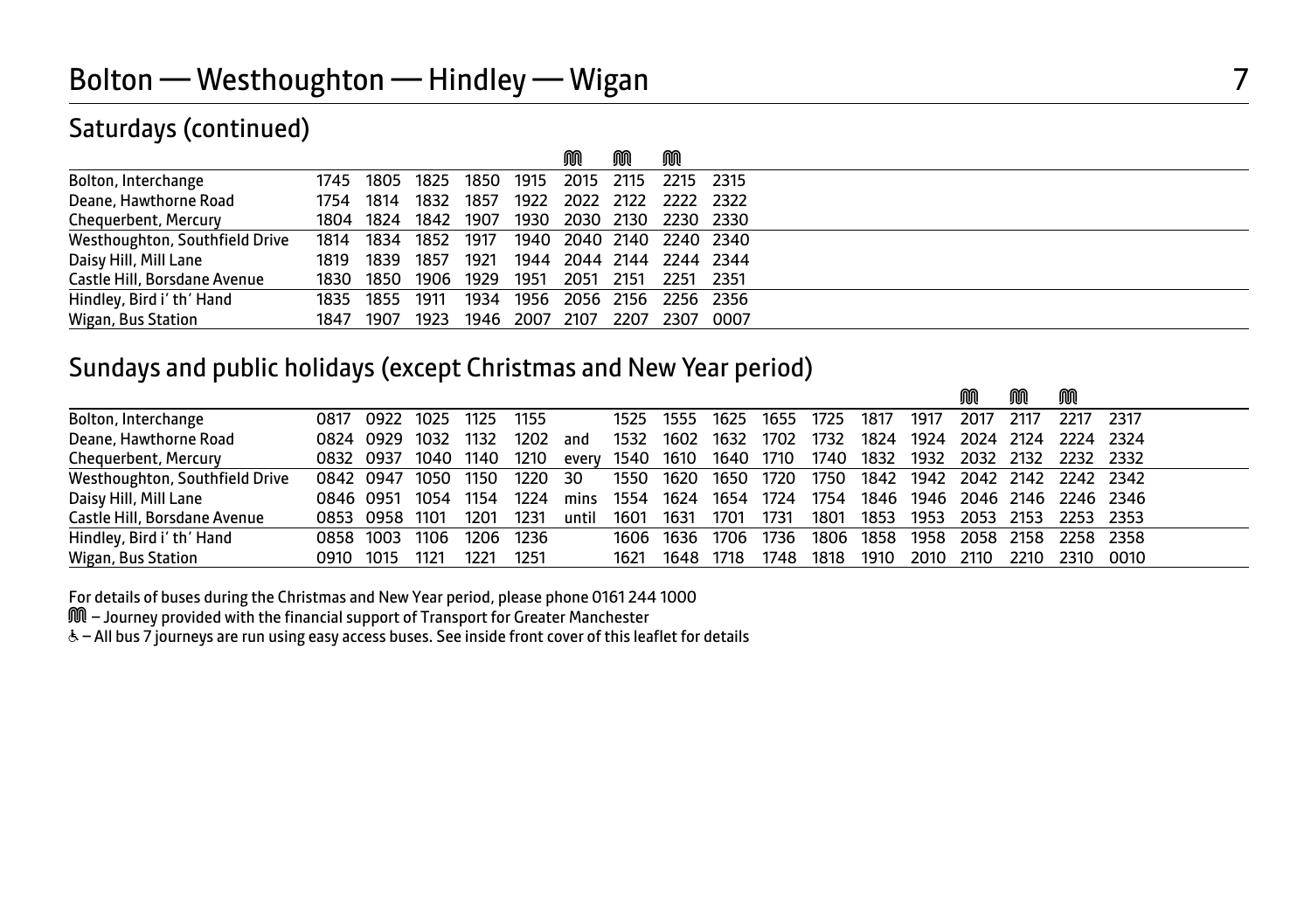# Bolton — Westhoughton — Hindley — Wigan

## Saturdays (continued)

| | | | | | | ⓜ | ⓜ | ⓜ | |
|---|---|---|---|---|---|---|---|---|---|
| Bolton, Interchange | 1745 | 1805 | 1825 | 1850 | 1915 | 2015 | 2115 | 2215 | 2315 |
| Deane, Hawthorne Road | 1754 | 1814 | 1832 | 1857 | 1922 | 2022 | 2122 | 2222 | 2322 |
| Chequerbent, Mercury | 1804 | 1824 | 1842 | 1907 | 1930 | 2030 | 2130 | 2230 | 2330 |
| Westhoughton, Southfield Drive | 1814 | 1834 | 1852 | 1917 | 1940 | 2040 | 2140 | 2240 | 2340 |
| Daisy Hill, Mill Lane | 1819 | 1839 | 1857 | 1921 | 1944 | 2044 | 2144 | 2244 | 2344 |
| Castle Hill, Borsdane Avenue | 1830 | 1850 | 1906 | 1929 | 1951 | 2051 | 2151 | 2251 | 2351 |
| Hindley, Bird i' th' Hand | 1835 | 1855 | 1911 | 1934 | 1956 | 2056 | 2156 | 2256 | 2356 |
| Wigan, Bus Station | 1847 | 1907 | 1923 | 1946 | 2007 | 2107 | 2207 | 2307 | 0007 |

## Sundays and public holidays (except Christmas and New Year period)

| | | | | | | | | | | | | | | ⓜ | ⓜ | ⓜ | |
|---|---|---|---|---|---|---|---|---|---|---|---|---|---|---|---|---|---|
| Bolton, Interchange | 0817 | 0922 | 1025 | 1125 | 1155 | | 1525 | 1555 | 1625 | 1655 | 1725 | 1817 | 1917 | 2017 | 2117 | 2217 | 2317 |
| Deane, Hawthorne Road | 0824 | 0929 | 1032 | 1132 | 1202 | and | 1532 | 1602 | 1632 | 1702 | 1732 | 1824 | 1924 | 2024 | 2124 | 2224 | 2324 |
| Chequerbent, Mercury | 0832 | 0937 | 1040 | 1140 | 1210 | every | 1540 | 1610 | 1640 | 1710 | 1740 | 1832 | 1932 | 2032 | 2132 | 2232 | 2332 |
| Westhoughton, Southfield Drive | 0842 | 0947 | 1050 | 1150 | 1220 | 30 | 1550 | 1620 | 1650 | 1720 | 1750 | 1842 | 1942 | 2042 | 2142 | 2242 | 2342 |
| Daisy Hill, Mill Lane | 0846 | 0951 | 1054 | 1154 | 1224 | mins | 1554 | 1624 | 1654 | 1724 | 1754 | 1846 | 1946 | 2046 | 2146 | 2246 | 2346 |
| Castle Hill, Borsdane Avenue | 0853 | 0958 | 1101 | 1201 | 1231 | until | 1601 | 1631 | 1701 | 1731 | 1801 | 1853 | 1953 | 2053 | 2153 | 2253 | 2353 |
| Hindley, Bird i' th' Hand | 0858 | 1003 | 1106 | 1206 | 1236 | | 1606 | 1636 | 1706 | 1736 | 1806 | 1858 | 1958 | 2058 | 2158 | 2258 | 2358 |
| Wigan, Bus Station | 0910 | 1015 | 1121 | 1221 | 1251 | | 1621 | 1648 | 1718 | 1748 | 1818 | 1910 | 2010 | 2110 | 2210 | 2310 | 0010 |

For details of buses during the Christmas and New Year period, please phone 0161 244 1000

ⓜ – Journey provided with the financial support of Transport for Greater Manchester

♿ – All bus 7 journeys are run using easy access buses. See inside front cover of this leaflet for details